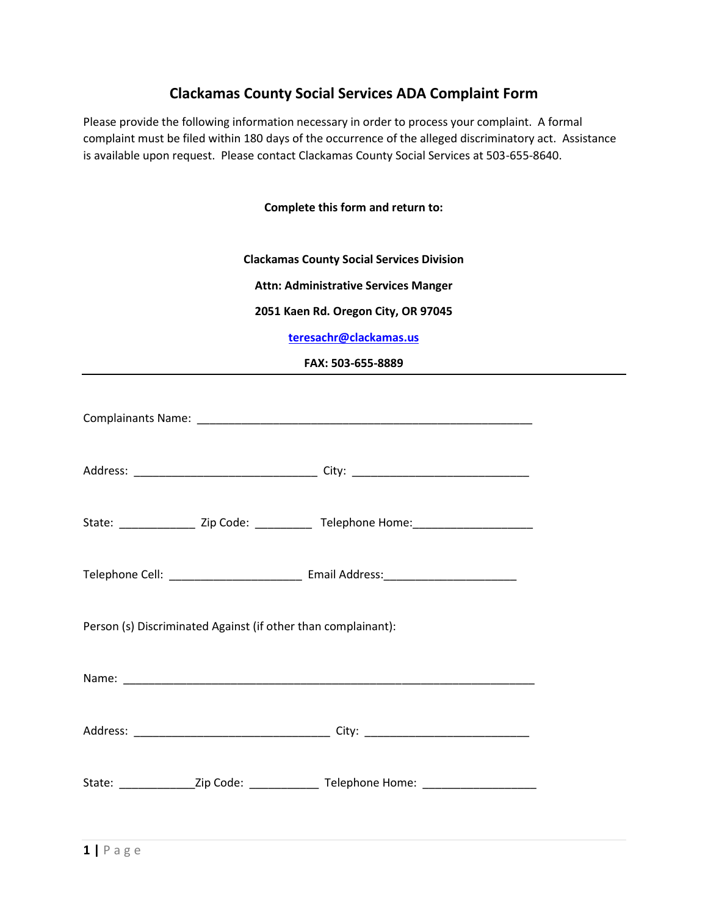# Clackamas County Social Services ADA Complaint Form

Please provide the following information necessary in order to process your complaint. A formal complaint must be filed within 180 days of the occurrence of the alleged discriminatory act. Assistance is available upon request. Please contact Clackamas County Social Services at 503-655-8640.

**Complete this form and return to:**

**Clackamas County Social Services Division**

**Attn: Administrative Services Manger**

**2051 Kaen Rd. Oregon City, OR 97045**

**[teresachr@clackamas.us](mailto:teresachr@clackamas.us)**

**FAX: 503-655-8889**

---

Complainants Name: _______________________________________________________

Address: ______________________________ City: _____________________________

State: ____________ Zip Code: _________ Telephone Home:___________________

Telephone Cell: _____________________ Email Address:_____________________

Person (s) Discriminated Against (if other than complainant):

Name: ___________________________________________________________________

Address: ________________________________ City: ___________________________

State: ____________Zip Code: ___________ Telephone Home: __________________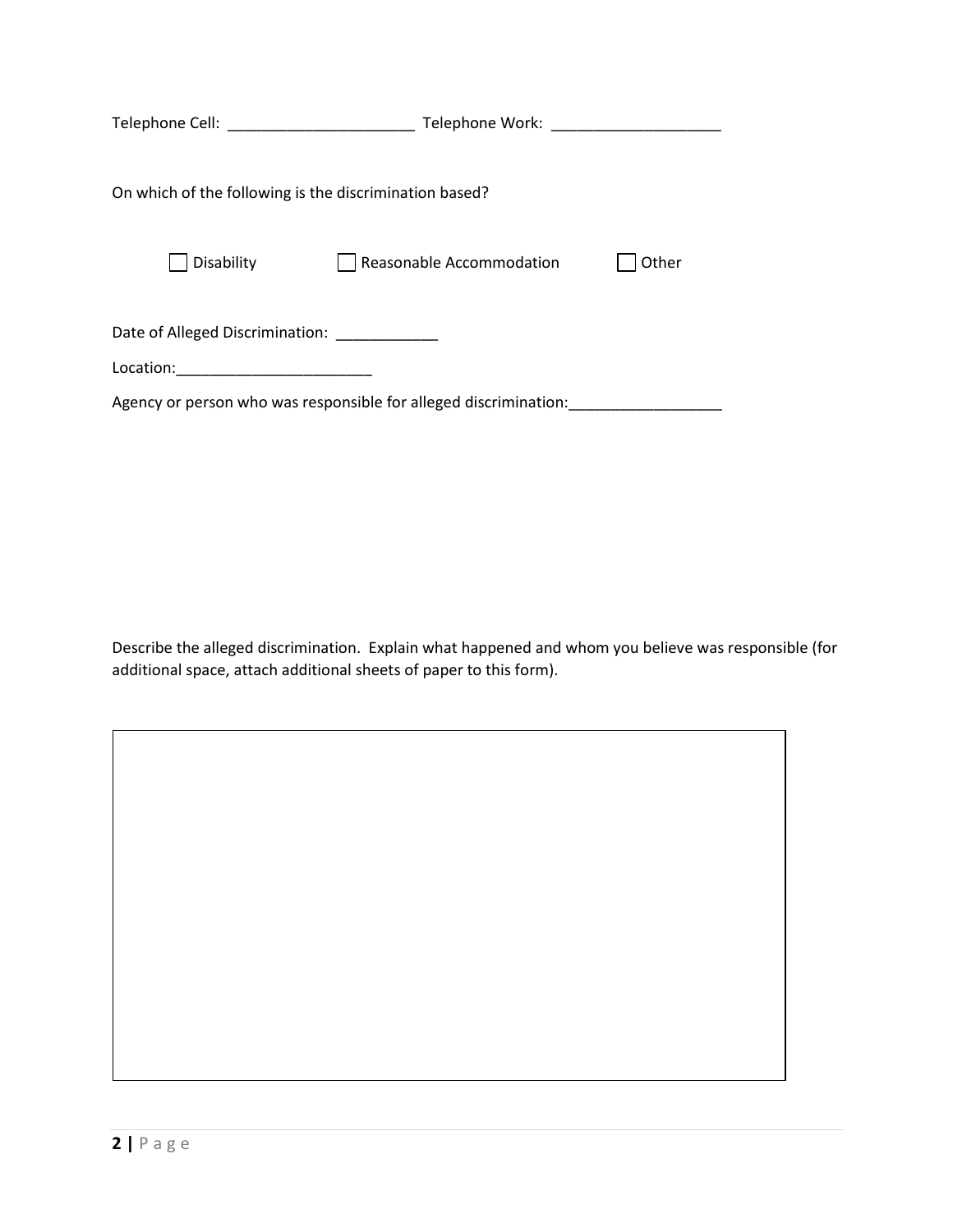Telephone Cell: ______________________ Telephone Work: ____________________

On which of the following is the discrimination based?

☐ Disability ☐ Reasonable Accommodation ☐ Other

Date of Alleged Discrimination: ____________

Location:_______________________

Agency or person who was responsible for alleged discrimination:__________________

Describe the alleged discrimination. Explain what happened and whom you believe was responsible (for additional space, attach additional sheets of paper to this form).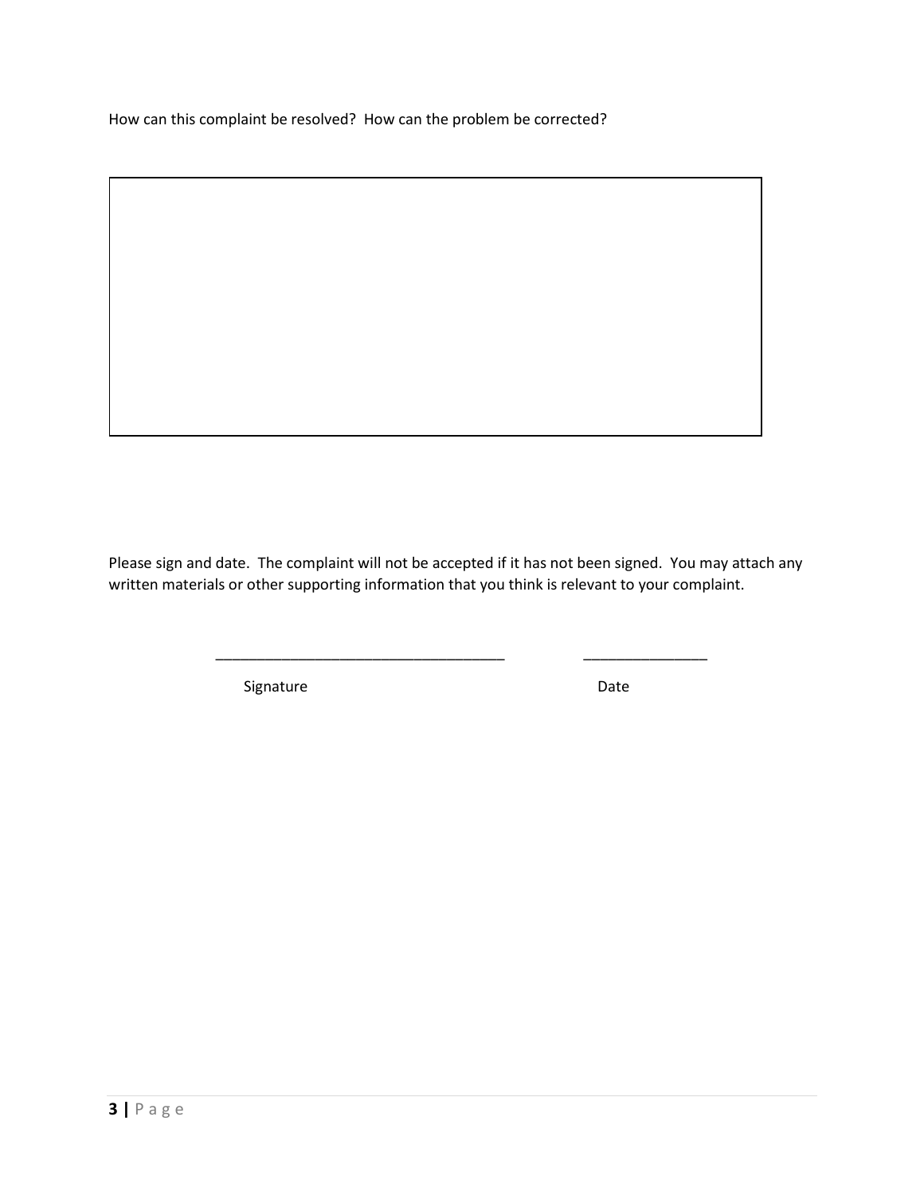How can this complaint be resolved? How can the problem be corrected?

Please sign and date. The complaint will not be accepted if it has not been signed. You may attach any written materials or other supporting information that you think is relevant to your complaint.

____________________________________ _______________

Signature Date